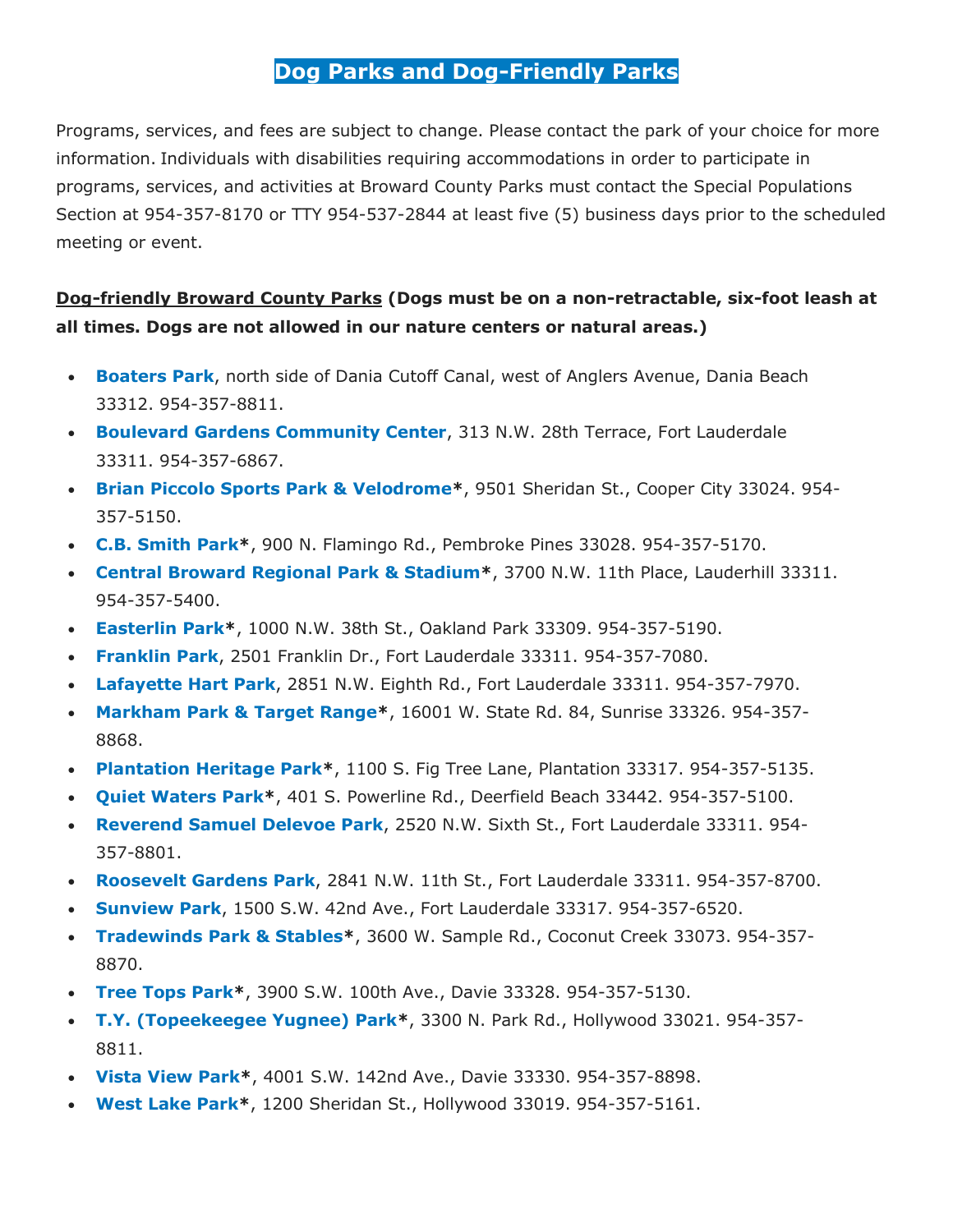# Dog Parks and Dog-Friendly Parks

Programs, services, and fees are subject to change. Please contact the park of your choice for more information. Individuals with disabilities requiring accommodations in order to participate in programs, services, and activities at Broward County Parks must contact the Special Populations Section at 954-357-8170 or TTY 954-537-2844 at least five (5) business days prior to the scheduled meeting or event.

**Dog-friendly Broward County Parks (Dogs must be on a non-retractable, six-foot leash at all times. Dogs are not allowed in our nature centers or natural areas.)**

- **Boaters Park**, north side of Dania Cutoff Canal, west of Anglers Avenue, Dania Beach 33312. 954-357-8811.
- **Boulevard Gardens Community Center**, 313 N.W. 28th Terrace, Fort Lauderdale 33311. 954-357-6867.
- **Brian Piccolo Sports Park & Velodrome***, 9501 Sheridan St., Cooper City 33024. 954-357-5150.
- **C.B. Smith Park***, 900 N. Flamingo Rd., Pembroke Pines 33028. 954-357-5170.
- **Central Broward Regional Park & Stadium***, 3700 N.W. 11th Place, Lauderhill 33311. 954-357-5400.
- **Easterlin Park***, 1000 N.W. 38th St., Oakland Park 33309. 954-357-5190.
- **Franklin Park**, 2501 Franklin Dr., Fort Lauderdale 33311. 954-357-7080.
- **Lafayette Hart Park**, 2851 N.W. Eighth Rd., Fort Lauderdale 33311. 954-357-7970.
- **Markham Park & Target Range***, 16001 W. State Rd. 84, Sunrise 33326. 954-357-8868.
- **Plantation Heritage Park***, 1100 S. Fig Tree Lane, Plantation 33317. 954-357-5135.
- **Quiet Waters Park***, 401 S. Powerline Rd., Deerfield Beach 33442. 954-357-5100.
- **Reverend Samuel Delevoe Park**, 2520 N.W. Sixth St., Fort Lauderdale 33311. 954-357-8801.
- **Roosevelt Gardens Park**, 2841 N.W. 11th St., Fort Lauderdale 33311. 954-357-8700.
- **Sunview Park**, 1500 S.W. 42nd Ave., Fort Lauderdale 33317. 954-357-6520.
- **Tradewinds Park & Stables***, 3600 W. Sample Rd., Coconut Creek 33073. 954-357-8870.
- **Tree Tops Park***, 3900 S.W. 100th Ave., Davie 33328. 954-357-5130.
- **T.Y. (Topeekeegee Yugnee) Park***, 3300 N. Park Rd., Hollywood 33021. 954-357-8811.
- **Vista View Park***, 4001 S.W. 142nd Ave., Davie 33330. 954-357-8898.
- **West Lake Park***, 1200 Sheridan St., Hollywood 33019. 954-357-5161.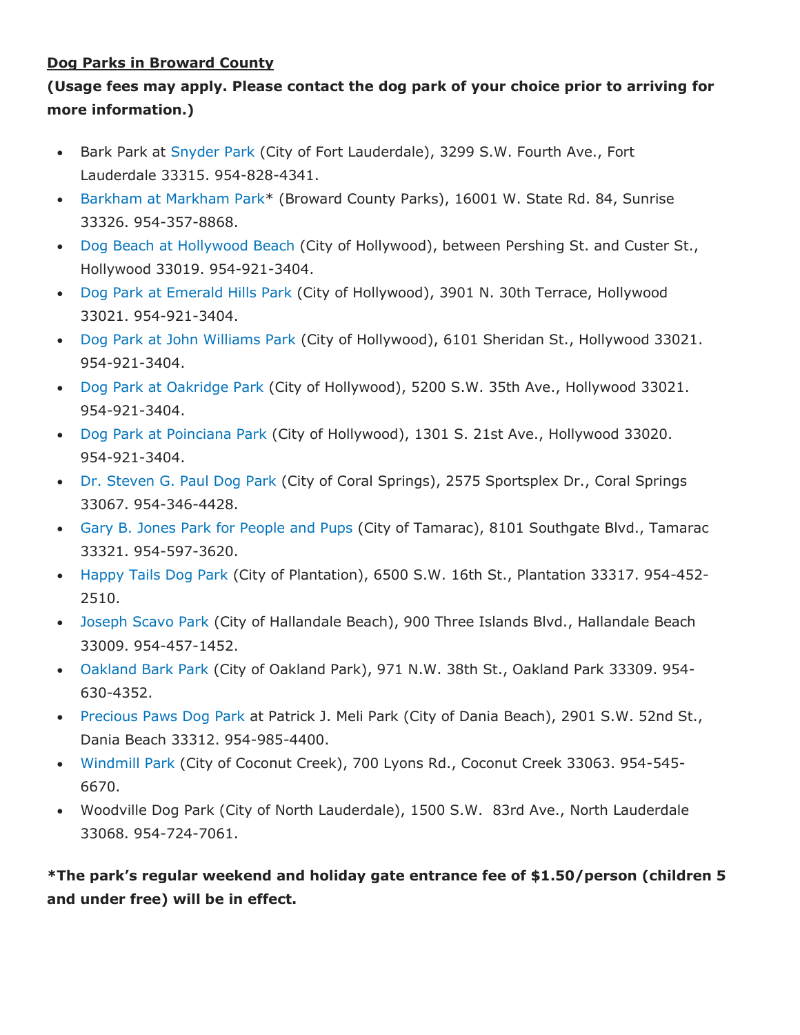**<u>Dog Parks in Broward County</u>**

**(Usage fees may apply. Please contact the dog park of your choice prior to arriving for more information.)**

- Bark Park at Snyder Park (City of Fort Lauderdale), 3299 S.W. Fourth Ave., Fort Lauderdale 33315. 954-828-4341.
- Barkham at Markham Park* (Broward County Parks), 16001 W. State Rd. 84, Sunrise 33326. 954-357-8868.
- Dog Beach at Hollywood Beach (City of Hollywood), between Pershing St. and Custer St., Hollywood 33019. 954-921-3404.
- Dog Park at Emerald Hills Park (City of Hollywood), 3901 N. 30th Terrace, Hollywood 33021. 954-921-3404.
- Dog Park at John Williams Park (City of Hollywood), 6101 Sheridan St., Hollywood 33021. 954-921-3404.
- Dog Park at Oakridge Park (City of Hollywood), 5200 S.W. 35th Ave., Hollywood 33021. 954-921-3404.
- Dog Park at Poinciana Park (City of Hollywood), 1301 S. 21st Ave., Hollywood 33020. 954-921-3404.
- Dr. Steven G. Paul Dog Park (City of Coral Springs), 2575 Sportsplex Dr., Coral Springs 33067. 954-346-4428.
- Gary B. Jones Park for People and Pups (City of Tamarac), 8101 Southgate Blvd., Tamarac 33321. 954-597-3620.
- Happy Tails Dog Park (City of Plantation), 6500 S.W. 16th St., Plantation 33317. 954-452-2510.
- Joseph Scavo Park (City of Hallandale Beach), 900 Three Islands Blvd., Hallandale Beach 33009. 954-457-1452.
- Oakland Bark Park (City of Oakland Park), 971 N.W. 38th St., Oakland Park 33309. 954-630-4352.
- Precious Paws Dog Park at Patrick J. Meli Park (City of Dania Beach), 2901 S.W. 52nd St., Dania Beach 33312. 954-985-4400.
- Windmill Park (City of Coconut Creek), 700 Lyons Rd., Coconut Creek 33063. 954-545-6670.
- Woodville Dog Park (City of North Lauderdale), 1500 S.W. 83rd Ave., North Lauderdale 33068. 954-724-7061.

***The park's regular weekend and holiday gate entrance fee of $1.50/person (children 5 and under free) will be in effect.**